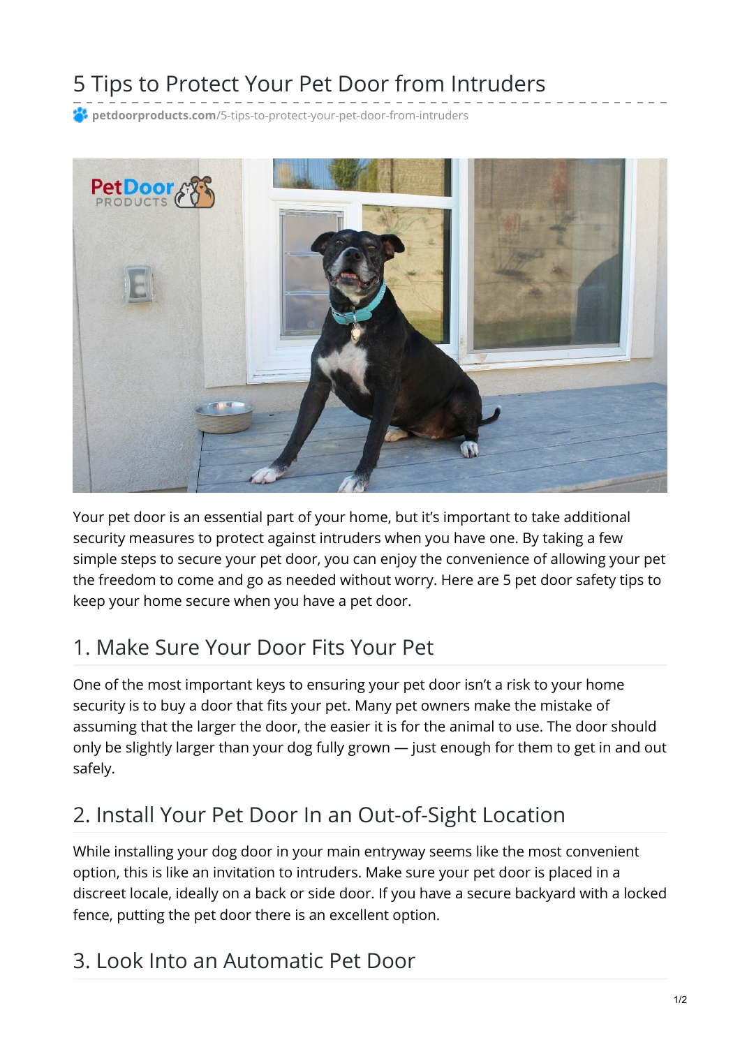# 5 Tips to Protect Your Pet Door from Intruders

petdoorproducts.com/5-tips-to-protect-your-pet-door-from-intruders

Your pet door is an essential part of your home, but it's important to take additional security measures to protect against intruders when you have one. By taking a few simple steps to secure your pet door, you can enjoy the convenience of allowing your pet the freedom to come and go as needed without worry. Here are 5 pet door safety tips to keep your home secure when you have a pet door.

## 1. Make Sure Your Door Fits Your Pet

One of the most important keys to ensuring your pet door isn't a risk to your home security is to buy a door that fits your pet. Many pet owners make the mistake of assuming that the larger the door, the easier it is for the animal to use. The door should only be slightly larger than your dog fully grown — just enough for them to get in and out safely.

## 2. Install Your Pet Door In an Out-of-Sight Location

While installing your dog door in your main entryway seems like the most convenient option, this is like an invitation to intruders. Make sure your pet door is placed in a discreet locale, ideally on a back or side door. If you have a secure backyard with a locked fence, putting the pet door there is an excellent option.

## 3. Look Into an Automatic Pet Door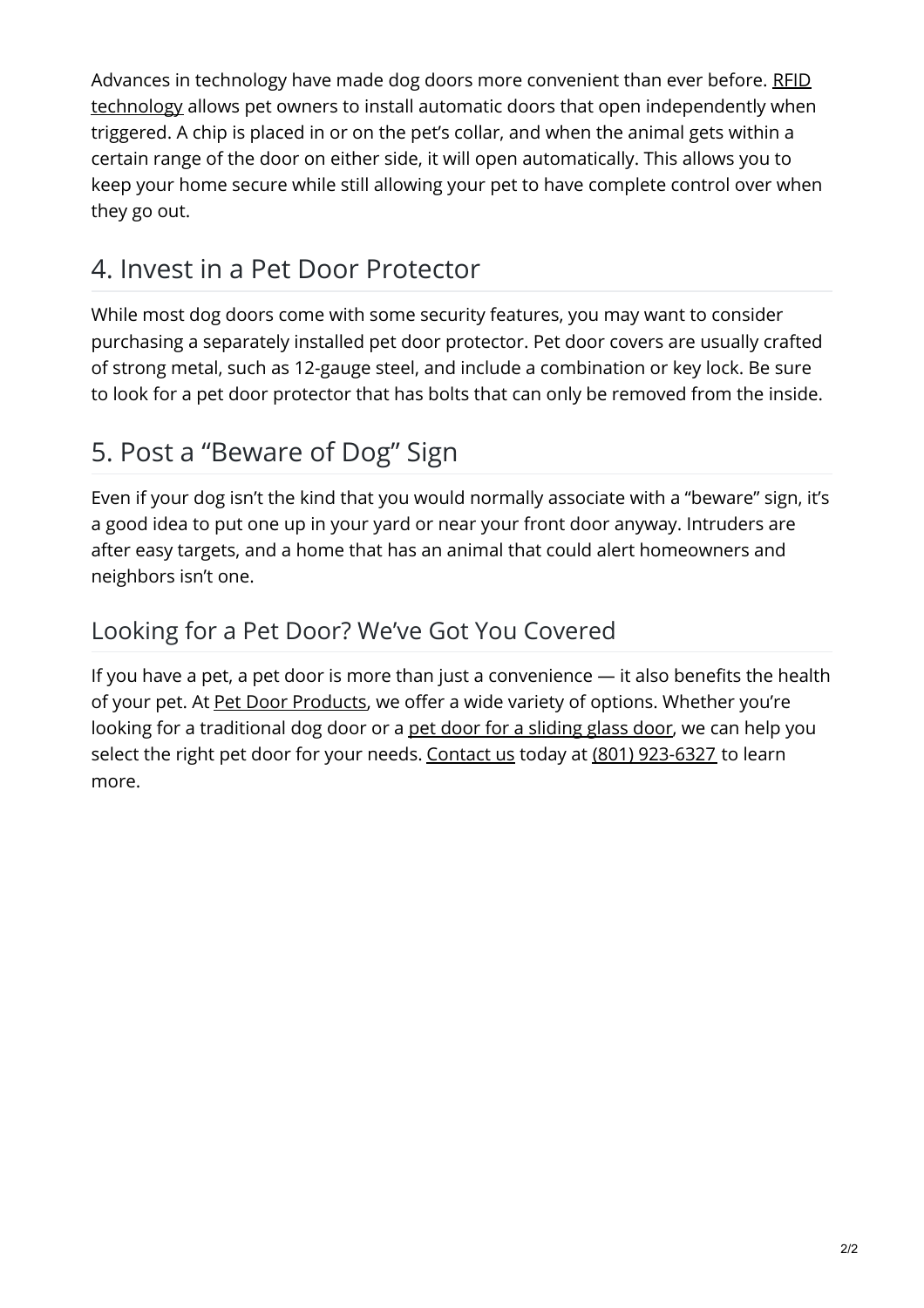Advances in technology have made dog doors more convenient than ever before. RFID technology allows pet owners to install automatic doors that open independently when triggered. A chip is placed in or on the pet's collar, and when the animal gets within a certain range of the door on either side, it will open automatically. This allows you to keep your home secure while still allowing your pet to have complete control over when they go out.

## 4. Invest in a Pet Door Protector

While most dog doors come with some security features, you may want to consider purchasing a separately installed pet door protector. Pet door covers are usually crafted of strong metal, such as 12-gauge steel, and include a combination or key lock. Be sure to look for a pet door protector that has bolts that can only be removed from the inside.

## 5. Post a "Beware of Dog" Sign

Even if your dog isn't the kind that you would normally associate with a "beware" sign, it's a good idea to put one up in your yard or near your front door anyway. Intruders are after easy targets, and a home that has an animal that could alert homeowners and neighbors isn't one.

### Looking for a Pet Door? We've Got You Covered

If you have a pet, a pet door is more than just a convenience — it also benefits the health of your pet. At Pet Door Products, we offer a wide variety of options. Whether you're looking for a traditional dog door or a pet door for a sliding glass door, we can help you select the right pet door for your needs. Contact us today at (801) 923-6327 to learn more.